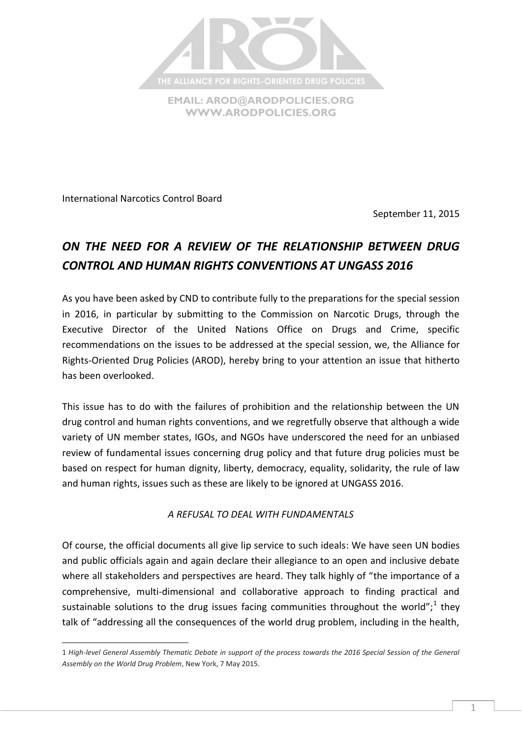THE ALLIANCE FOR RIGHTS-ORIENTED DRUG POLICIES

EMAIL: AROD@ARODPOLICIES.ORG
WWW.ARODPOLICIES.ORG

International Narcotics Control Board

September 11, 2015

# *ON THE NEED FOR A REVIEW OF THE RELATIONSHIP BETWEEN DRUG CONTROL AND HUMAN RIGHTS CONVENTIONS AT UNGASS 2016*

As you have been asked by CND to contribute fully to the preparations for the special session in 2016, in particular by submitting to the Commission on Narcotic Drugs, through the Executive Director of the United Nations Office on Drugs and Crime, specific recommendations on the issues to be addressed at the special session, we, the Alliance for Rights-Oriented Drug Policies (AROD), hereby bring to your attention an issue that hitherto has been overlooked.

This issue has to do with the failures of prohibition and the relationship between the UN drug control and human rights conventions, and we regretfully observe that although a wide variety of UN member states, IGOs, and NGOs have underscored the need for an unbiased review of fundamental issues concerning drug policy and that future drug policies must be based on respect for human dignity, liberty, democracy, equality, solidarity, the rule of law and human rights, issues such as these are likely to be ignored at UNGASS 2016.

## *A REFUSAL TO DEAL WITH FUNDAMENTALS*

Of course, the official documents all give lip service to such ideals: We have seen UN bodies and public officials again and again declare their allegiance to an open and inclusive debate where all stakeholders and perspectives are heard. They talk highly of "the importance of a comprehensive, multi-dimensional and collaborative approach to finding practical and sustainable solutions to the drug issues facing communities throughout the world";[1] they talk of "addressing all the consequences of the world drug problem, including in the health,

---

[1] *High-level General Assembly Thematic Debate in support of the process towards the 2016 Special Session of the General Assembly on the World Drug Problem*, New York, 7 May 2015.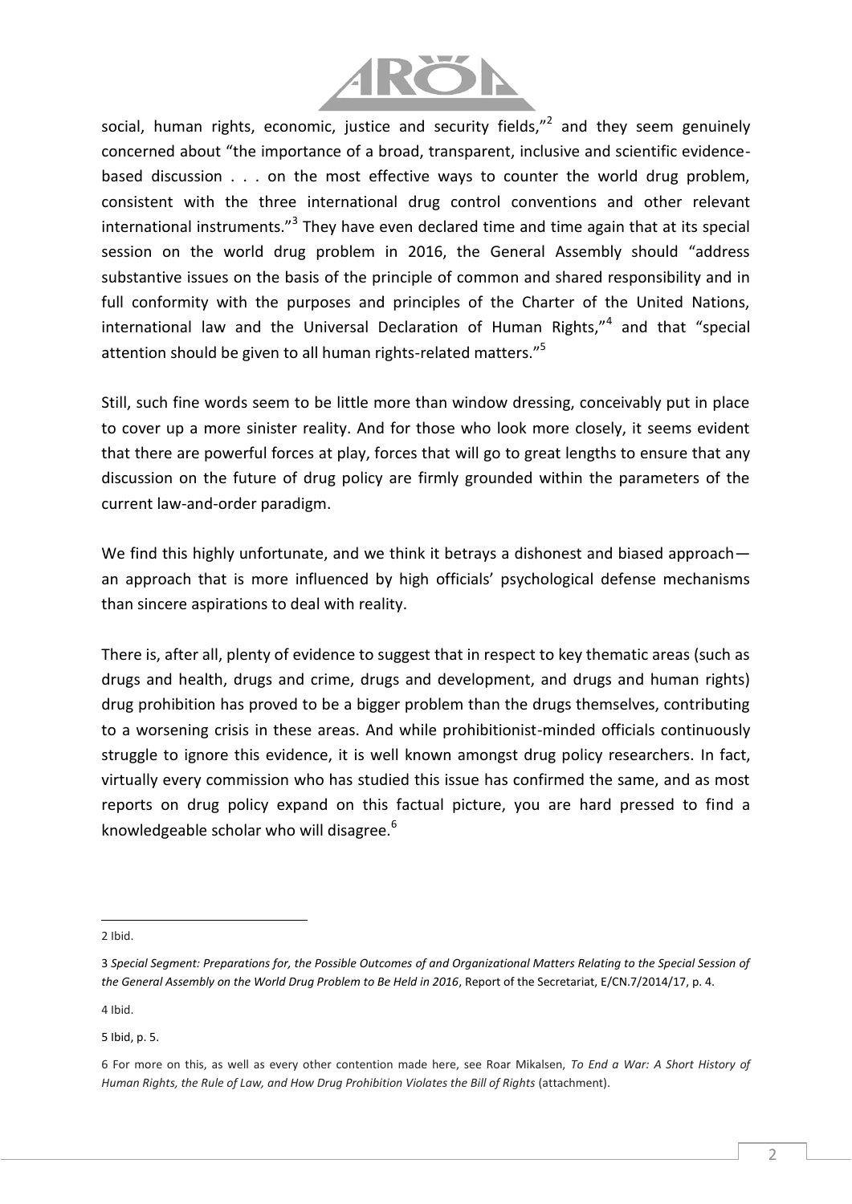social, human rights, economic, justice and security fields,"[2] and they seem genuinely concerned about "the importance of a broad, transparent, inclusive and scientific evidence-based discussion . . . on the most effective ways to counter the world drug problem, consistent with the three international drug control conventions and other relevant international instruments."[3] They have even declared time and time again that at its special session on the world drug problem in 2016, the General Assembly should "address substantive issues on the basis of the principle of common and shared responsibility and in full conformity with the purposes and principles of the Charter of the United Nations, international law and the Universal Declaration of Human Rights,"[4] and that "special attention should be given to all human rights-related matters."[5]

Still, such fine words seem to be little more than window dressing, conceivably put in place to cover up a more sinister reality. And for those who look more closely, it seems evident that there are powerful forces at play, forces that will go to great lengths to ensure that any discussion on the future of drug policy are firmly grounded within the parameters of the current law-and-order paradigm.

We find this highly unfortunate, and we think it betrays a dishonest and biased approach—an approach that is more influenced by high officials' psychological defense mechanisms than sincere aspirations to deal with reality.

There is, after all, plenty of evidence to suggest that in respect to key thematic areas (such as drugs and health, drugs and crime, drugs and development, and drugs and human rights) drug prohibition has proved to be a bigger problem than the drugs themselves, contributing to a worsening crisis in these areas. And while prohibitionist-minded officials continuously struggle to ignore this evidence, it is well known amongst drug policy researchers. In fact, virtually every commission who has studied this issue has confirmed the same, and as most reports on drug policy expand on this factual picture, you are hard pressed to find a knowledgeable scholar who will disagree.[6]

---

2 Ibid.

3 *Special Segment: Preparations for, the Possible Outcomes of and Organizational Matters Relating to the Special Session of the General Assembly on the World Drug Problem to Be Held in 2016*, Report of the Secretariat, E/CN.7/2014/17, p. 4.

4 Ibid.

5 Ibid, p. 5.

6 For more on this, as well as every other contention made here, see Roar Mikalsen, *To End a War: A Short History of Human Rights, the Rule of Law, and How Drug Prohibition Violates the Bill of Rights* (attachment).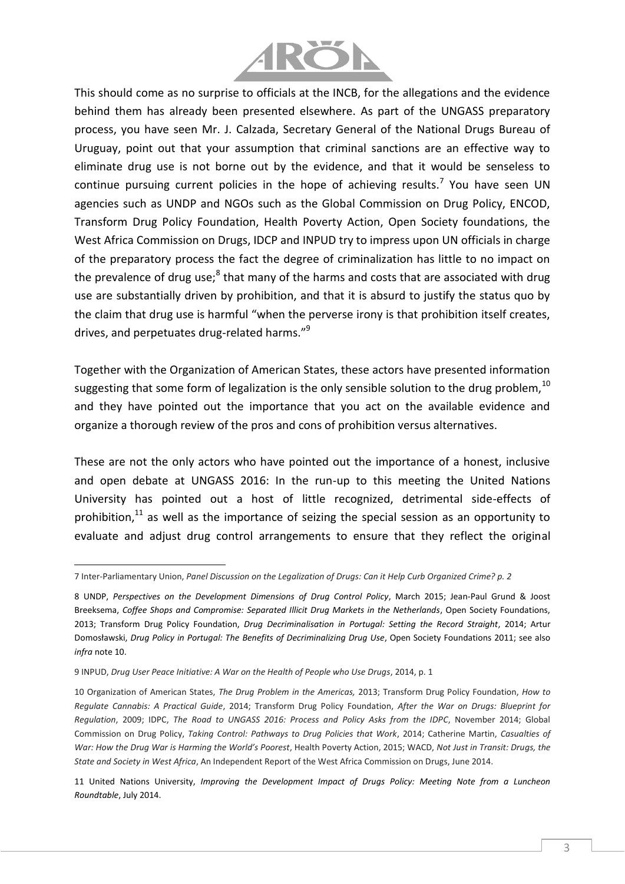This should come as no surprise to officials at the INCB, for the allegations and the evidence behind them has already been presented elsewhere. As part of the UNGASS preparatory process, you have seen Mr. J. Calzada, Secretary General of the National Drugs Bureau of Uruguay, point out that your assumption that criminal sanctions are an effective way to eliminate drug use is not borne out by the evidence, and that it would be senseless to continue pursuing current policies in the hope of achieving results.[7] You have seen UN agencies such as UNDP and NGOs such as the Global Commission on Drug Policy, ENCOD, Transform Drug Policy Foundation, Health Poverty Action, Open Society foundations, the West Africa Commission on Drugs, IDCP and INPUD try to impress upon UN officials in charge of the preparatory process the fact the degree of criminalization has little to no impact on the prevalence of drug use;[8] that many of the harms and costs that are associated with drug use are substantially driven by prohibition, and that it is absurd to justify the status quo by the claim that drug use is harmful "when the perverse irony is that prohibition itself creates, drives, and perpetuates drug-related harms."[9]

Together with the Organization of American States, these actors have presented information suggesting that some form of legalization is the only sensible solution to the drug problem,[10] and they have pointed out the importance that you act on the available evidence and organize a thorough review of the pros and cons of prohibition versus alternatives.

These are not the only actors who have pointed out the importance of a honest, inclusive and open debate at UNGASS 2016: In the run-up to this meeting the United Nations University has pointed out a host of little recognized, detrimental side-effects of prohibition,[11] as well as the importance of seizing the special session as an opportunity to evaluate and adjust drug control arrangements to ensure that they reflect the original

---

7 Inter-Parliamentary Union, *Panel Discussion on the Legalization of Drugs: Can it Help Curb Organized Crime? p. 2*

8 UNDP, *Perspectives on the Development Dimensions of Drug Control Policy*, March 2015; Jean-Paul Grund & Joost Breeksema, *Coffee Shops and Compromise: Separated Illicit Drug Markets in the Netherlands*, Open Society Foundations, 2013; Transform Drug Policy Foundation, *Drug Decriminalisation in Portugal: Setting the Record Straight*, 2014; Artur Domosławski, *Drug Policy in Portugal: The Benefits of Decriminalizing Drug Use*, Open Society Foundations 2011; see also *infra* note 10.

9 INPUD, *Drug User Peace Initiative: A War on the Health of People who Use Drugs*, 2014, p. 1

10 Organization of American States, *The Drug Problem in the Americas,* 2013; Transform Drug Policy Foundation, *How to Regulate Cannabis: A Practical Guide*, 2014; Transform Drug Policy Foundation, *After the War on Drugs: Blueprint for Regulation*, 2009; IDPC, *The Road to UNGASS 2016: Process and Policy Asks from the IDPC*, November 2014; Global Commission on Drug Policy, *Taking Control: Pathways to Drug Policies that Work*, 2014; Catherine Martin, *Casualties of War: How the Drug War is Harming the World's Poorest*, Health Poverty Action, 2015; WACD, *Not Just in Transit: Drugs, the State and Society in West Africa*, An Independent Report of the West Africa Commission on Drugs, June 2014.

11 United Nations University, *Improving the Development Impact of Drugs Policy: Meeting Note from a Luncheon Roundtable*, July 2014.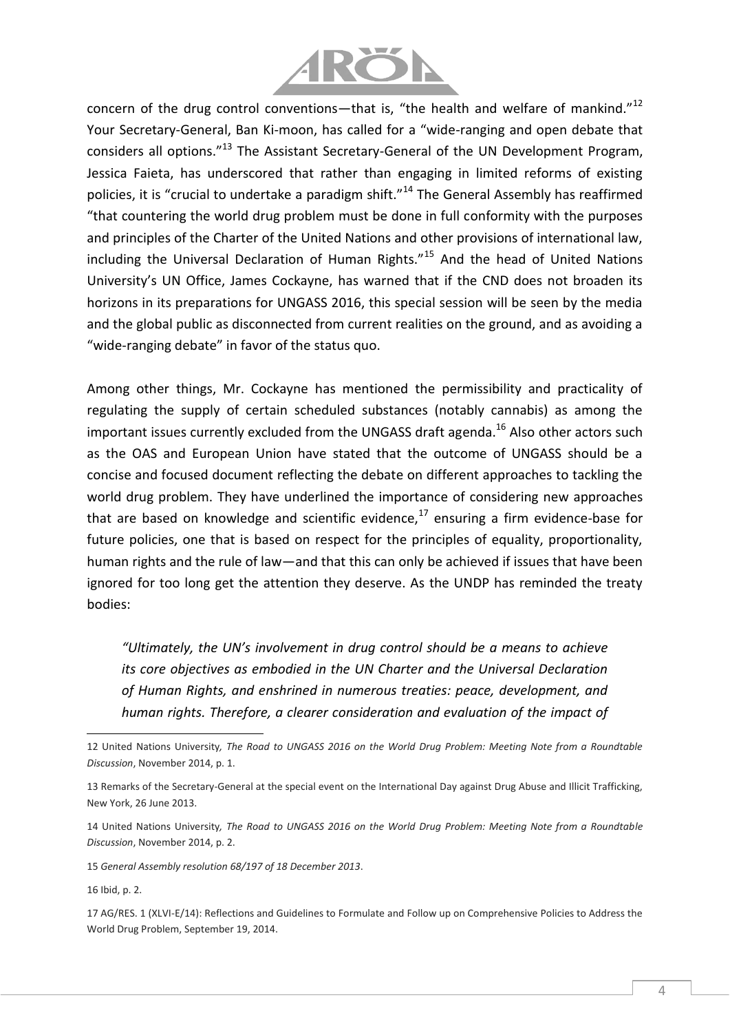concern of the drug control conventions—that is, "the health and welfare of mankind."[12] Your Secretary-General, Ban Ki-moon, has called for a "wide-ranging and open debate that considers all options."[13] The Assistant Secretary-General of the UN Development Program, Jessica Faieta, has underscored that rather than engaging in limited reforms of existing policies, it is "crucial to undertake a paradigm shift."[14] The General Assembly has reaffirmed "that countering the world drug problem must be done in full conformity with the purposes and principles of the Charter of the United Nations and other provisions of international law, including the Universal Declaration of Human Rights."[15] And the head of United Nations University's UN Office, James Cockayne, has warned that if the CND does not broaden its horizons in its preparations for UNGASS 2016, this special session will be seen by the media and the global public as disconnected from current realities on the ground, and as avoiding a "wide-ranging debate" in favor of the status quo.

Among other things, Mr. Cockayne has mentioned the permissibility and practicality of regulating the supply of certain scheduled substances (notably cannabis) as among the important issues currently excluded from the UNGASS draft agenda.[16] Also other actors such as the OAS and European Union have stated that the outcome of UNGASS should be a concise and focused document reflecting the debate on different approaches to tackling the world drug problem. They have underlined the importance of considering new approaches that are based on knowledge and scientific evidence,[17] ensuring a firm evidence-base for future policies, one that is based on respect for the principles of equality, proportionality, human rights and the rule of law—and that this can only be achieved if issues that have been ignored for too long get the attention they deserve. As the UNDP has reminded the treaty bodies:

> *"Ultimately, the UN's involvement in drug control should be a means to achieve its core objectives as embodied in the UN Charter and the Universal Declaration of Human Rights, and enshrined in numerous treaties: peace, development, and human rights. Therefore, a clearer consideration and evaluation of the impact of*

---

12 United Nations University, *The Road to UNGASS 2016 on the World Drug Problem: Meeting Note from a Roundtable Discussion*, November 2014, p. 1.

13 Remarks of the Secretary-General at the special event on the International Day against Drug Abuse and Illicit Trafficking, New York, 26 June 2013.

14 United Nations University, *The Road to UNGASS 2016 on the World Drug Problem: Meeting Note from a Roundtable Discussion*, November 2014, p. 2.

15 *General Assembly resolution 68/197 of 18 December 2013*.

16 Ibid, p. 2.

17 AG/RES. 1 (XLVI-E/14): Reflections and Guidelines to Formulate and Follow up on Comprehensive Policies to Address the World Drug Problem, September 19, 2014.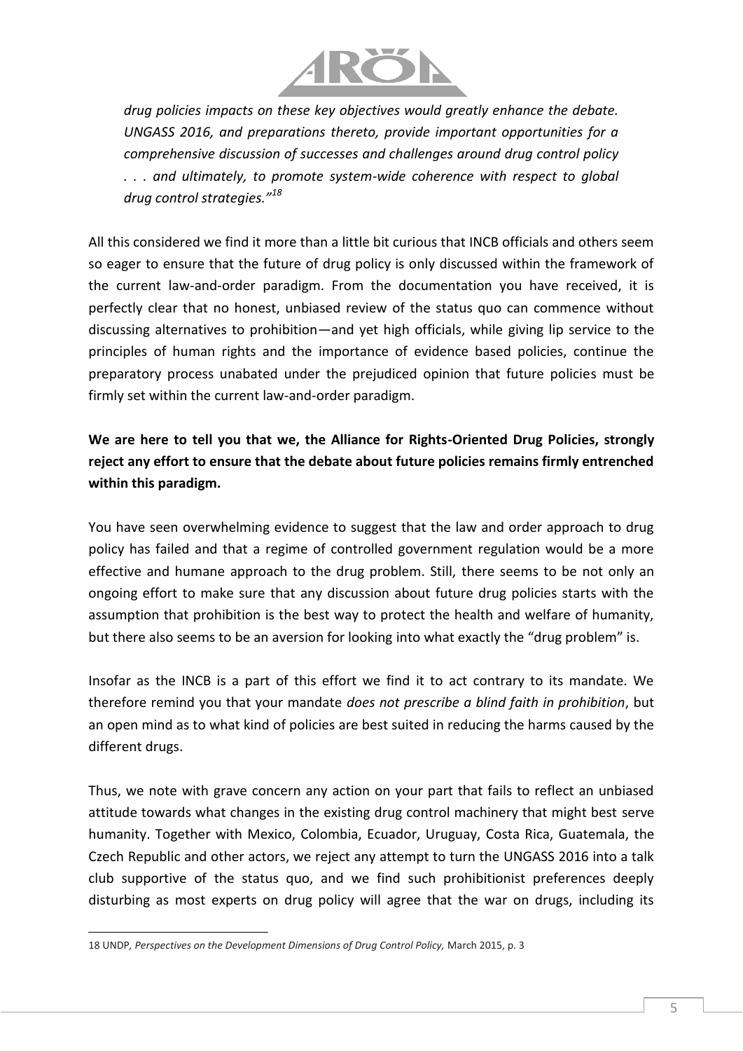*drug policies impacts on these key objectives would greatly enhance the debate. UNGASS 2016, and preparations thereto, provide important opportunities for a comprehensive discussion of successes and challenges around drug control policy . . . and ultimately, to promote system-wide coherence with respect to global drug control strategies."*[18]

All this considered we find it more than a little bit curious that INCB officials and others seem so eager to ensure that the future of drug policy is only discussed within the framework of the current law-and-order paradigm. From the documentation you have received, it is perfectly clear that no honest, unbiased review of the status quo can commence without discussing alternatives to prohibition—and yet high officials, while giving lip service to the principles of human rights and the importance of evidence based policies, continue the preparatory process unabated under the prejudiced opinion that future policies must be firmly set within the current law-and-order paradigm.

**We are here to tell you that we, the Alliance for Rights-Oriented Drug Policies, strongly reject any effort to ensure that the debate about future policies remains firmly entrenched within this paradigm.**

You have seen overwhelming evidence to suggest that the law and order approach to drug policy has failed and that a regime of controlled government regulation would be a more effective and humane approach to the drug problem. Still, there seems to be not only an ongoing effort to make sure that any discussion about future drug policies starts with the assumption that prohibition is the best way to protect the health and welfare of humanity, but there also seems to be an aversion for looking into what exactly the "drug problem" is.

Insofar as the INCB is a part of this effort we find it to act contrary to its mandate. We therefore remind you that your mandate *does not prescribe a blind faith in prohibition*, but an open mind as to what kind of policies are best suited in reducing the harms caused by the different drugs.

Thus, we note with grave concern any action on your part that fails to reflect an unbiased attitude towards what changes in the existing drug control machinery that might best serve humanity. Together with Mexico, Colombia, Ecuador, Uruguay, Costa Rica, Guatemala, the Czech Republic and other actors, we reject any attempt to turn the UNGASS 2016 into a talk club supportive of the status quo, and we find such prohibitionist preferences deeply disturbing as most experts on drug policy will agree that the war on drugs, including its

---

18 UNDP*, Perspectives on the Development Dimensions of Drug Control Policy,* March 2015, p. 3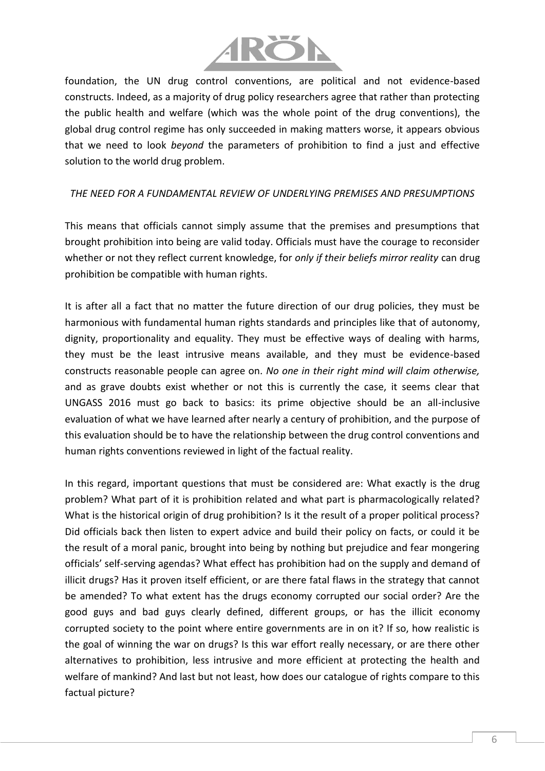foundation, the UN drug control conventions, are political and not evidence-based constructs. Indeed, as a majority of drug policy researchers agree that rather than protecting the public health and welfare (which was the whole point of the drug conventions), the global drug control regime has only succeeded in making matters worse, it appears obvious that we need to look *beyond* the parameters of prohibition to find a just and effective solution to the world drug problem.

## *THE NEED FOR A FUNDAMENTAL REVIEW OF UNDERLYING PREMISES AND PRESUMPTIONS*

This means that officials cannot simply assume that the premises and presumptions that brought prohibition into being are valid today. Officials must have the courage to reconsider whether or not they reflect current knowledge, for *only if their beliefs mirror reality* can drug prohibition be compatible with human rights.

It is after all a fact that no matter the future direction of our drug policies, they must be harmonious with fundamental human rights standards and principles like that of autonomy, dignity, proportionality and equality. They must be effective ways of dealing with harms, they must be the least intrusive means available, and they must be evidence-based constructs reasonable people can agree on. *No one in their right mind will claim otherwise,* and as grave doubts exist whether or not this is currently the case, it seems clear that UNGASS 2016 must go back to basics: its prime objective should be an all-inclusive evaluation of what we have learned after nearly a century of prohibition, and the purpose of this evaluation should be to have the relationship between the drug control conventions and human rights conventions reviewed in light of the factual reality.

In this regard, important questions that must be considered are: What exactly is the drug problem? What part of it is prohibition related and what part is pharmacologically related? What is the historical origin of drug prohibition? Is it the result of a proper political process? Did officials back then listen to expert advice and build their policy on facts, or could it be the result of a moral panic, brought into being by nothing but prejudice and fear mongering officials' self-serving agendas? What effect has prohibition had on the supply and demand of illicit drugs? Has it proven itself efficient, or are there fatal flaws in the strategy that cannot be amended? To what extent has the drugs economy corrupted our social order? Are the good guys and bad guys clearly defined, different groups, or has the illicit economy corrupted society to the point where entire governments are in on it? If so, how realistic is the goal of winning the war on drugs? Is this war effort really necessary, or are there other alternatives to prohibition, less intrusive and more efficient at protecting the health and welfare of mankind? And last but not least, how does our catalogue of rights compare to this factual picture?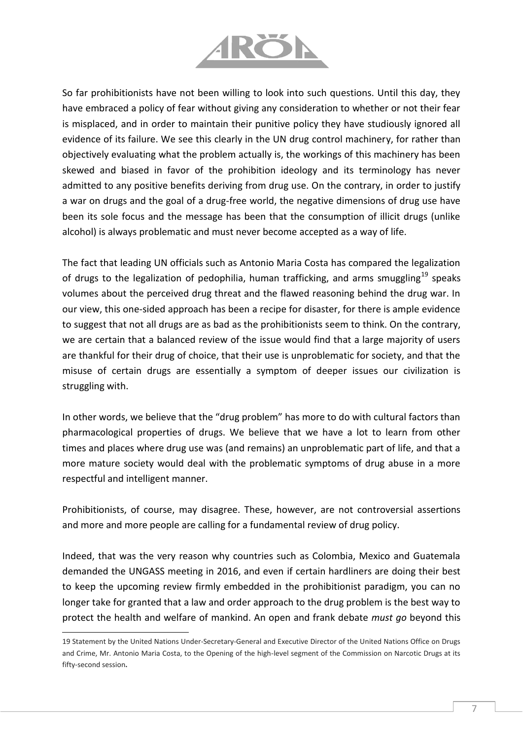So far prohibitionists have not been willing to look into such questions. Until this day, they have embraced a policy of fear without giving any consideration to whether or not their fear is misplaced, and in order to maintain their punitive policy they have studiously ignored all evidence of its failure. We see this clearly in the UN drug control machinery, for rather than objectively evaluating what the problem actually is, the workings of this machinery has been skewed and biased in favor of the prohibition ideology and its terminology has never admitted to any positive benefits deriving from drug use. On the contrary, in order to justify a war on drugs and the goal of a drug-free world, the negative dimensions of drug use have been its sole focus and the message has been that the consumption of illicit drugs (unlike alcohol) is always problematic and must never become accepted as a way of life.

The fact that leading UN officials such as Antonio Maria Costa has compared the legalization of drugs to the legalization of pedophilia, human trafficking, and arms smuggling[19] speaks volumes about the perceived drug threat and the flawed reasoning behind the drug war. In our view, this one-sided approach has been a recipe for disaster, for there is ample evidence to suggest that not all drugs are as bad as the prohibitionists seem to think. On the contrary, we are certain that a balanced review of the issue would find that a large majority of users are thankful for their drug of choice, that their use is unproblematic for society, and that the misuse of certain drugs are essentially a symptom of deeper issues our civilization is struggling with.

In other words, we believe that the "drug problem" has more to do with cultural factors than pharmacological properties of drugs. We believe that we have a lot to learn from other times and places where drug use was (and remains) an unproblematic part of life, and that a more mature society would deal with the problematic symptoms of drug abuse in a more respectful and intelligent manner.

Prohibitionists, of course, may disagree. These, however, are not controversial assertions and more and more people are calling for a fundamental review of drug policy.

Indeed, that was the very reason why countries such as Colombia, Mexico and Guatemala demanded the UNGASS meeting in 2016, and even if certain hardliners are doing their best to keep the upcoming review firmly embedded in the prohibitionist paradigm, you can no longer take for granted that a law and order approach to the drug problem is the best way to protect the health and welfare of mankind. An open and frank debate *must go* beyond this

---

19 Statement by the United Nations Under-Secretary-General and Executive Director of the United Nations Office on Drugs and Crime, Mr. Antonio Maria Costa, to the Opening of the high-level segment of the Commission on Narcotic Drugs at its fifty-second session.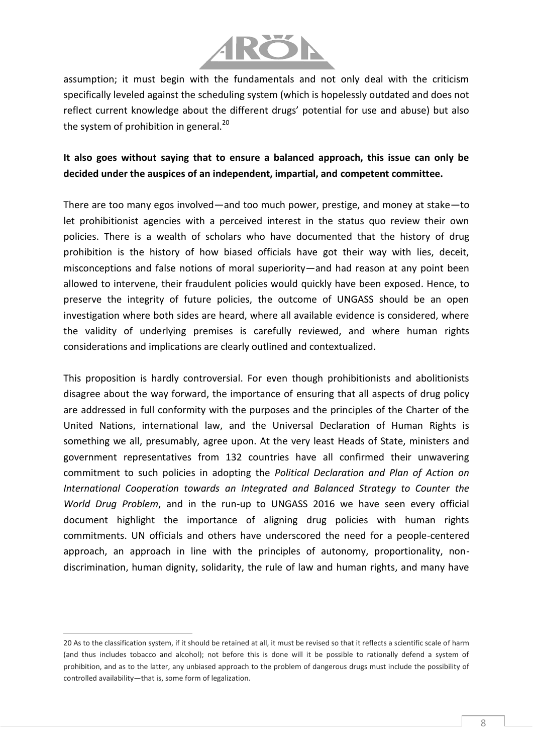assumption; it must begin with the fundamentals and not only deal with the criticism specifically leveled against the scheduling system (which is hopelessly outdated and does not reflect current knowledge about the different drugs' potential for use and abuse) but also the system of prohibition in general.[20]

**It also goes without saying that to ensure a balanced approach, this issue can only be decided under the auspices of an independent, impartial, and competent committee.**

There are too many egos involved—and too much power, prestige, and money at stake—to let prohibitionist agencies with a perceived interest in the status quo review their own policies. There is a wealth of scholars who have documented that the history of drug prohibition is the history of how biased officials have got their way with lies, deceit, misconceptions and false notions of moral superiority—and had reason at any point been allowed to intervene, their fraudulent policies would quickly have been exposed. Hence, to preserve the integrity of future policies, the outcome of UNGASS should be an open investigation where both sides are heard, where all available evidence is considered, where the validity of underlying premises is carefully reviewed, and where human rights considerations and implications are clearly outlined and contextualized.

This proposition is hardly controversial. For even though prohibitionists and abolitionists disagree about the way forward, the importance of ensuring that all aspects of drug policy are addressed in full conformity with the purposes and the principles of the Charter of the United Nations, international law, and the Universal Declaration of Human Rights is something we all, presumably, agree upon. At the very least Heads of State, ministers and government representatives from 132 countries have all confirmed their unwavering commitment to such policies in adopting the *Political Declaration and Plan of Action on International Cooperation towards an Integrated and Balanced Strategy to Counter the World Drug Problem*, and in the run-up to UNGASS 2016 we have seen every official document highlight the importance of aligning drug policies with human rights commitments. UN officials and others have underscored the need for a people-centered approach, an approach in line with the principles of autonomy, proportionality, non-discrimination, human dignity, solidarity, the rule of law and human rights, and many have

---

20 As to the classification system, if it should be retained at all, it must be revised so that it reflects a scientific scale of harm (and thus includes tobacco and alcohol); not before this is done will it be possible to rationally defend a system of prohibition, and as to the latter, any unbiased approach to the problem of dangerous drugs must include the possibility of controlled availability—that is, some form of legalization.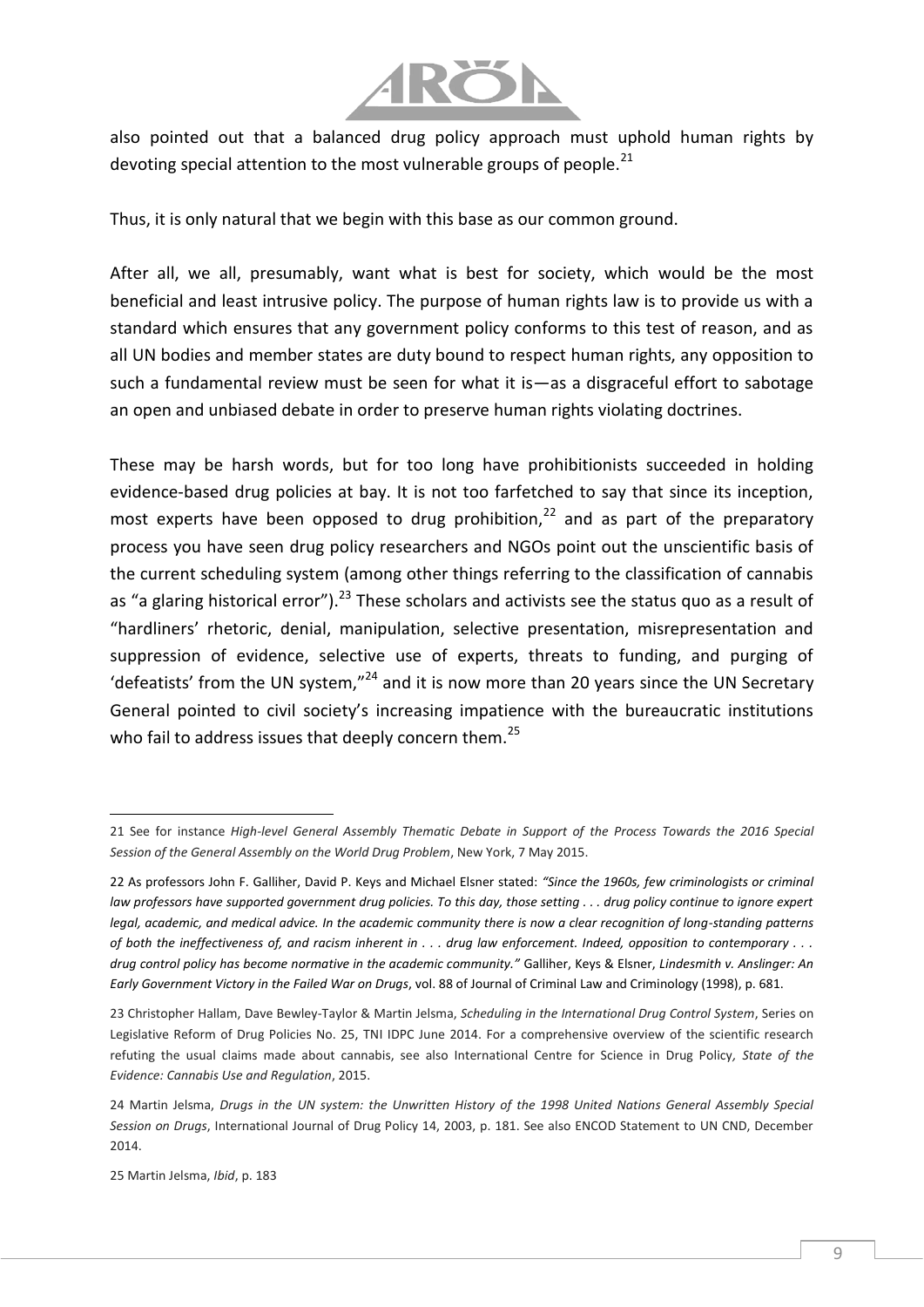also pointed out that a balanced drug policy approach must uphold human rights by devoting special attention to the most vulnerable groups of people.[21]

Thus, it is only natural that we begin with this base as our common ground.

After all, we all, presumably, want what is best for society, which would be the most beneficial and least intrusive policy. The purpose of human rights law is to provide us with a standard which ensures that any government policy conforms to this test of reason, and as all UN bodies and member states are duty bound to respect human rights, any opposition to such a fundamental review must be seen for what it is—as a disgraceful effort to sabotage an open and unbiased debate in order to preserve human rights violating doctrines.

These may be harsh words, but for too long have prohibitionists succeeded in holding evidence-based drug policies at bay. It is not too farfetched to say that since its inception, most experts have been opposed to drug prohibition,[22] and as part of the preparatory process you have seen drug policy researchers and NGOs point out the unscientific basis of the current scheduling system (among other things referring to the classification of cannabis as "a glaring historical error").[23] These scholars and activists see the status quo as a result of "hardliners' rhetoric, denial, manipulation, selective presentation, misrepresentation and suppression of evidence, selective use of experts, threats to funding, and purging of 'defeatists' from the UN system,"[24] and it is now more than 20 years since the UN Secretary General pointed to civil society's increasing impatience with the bureaucratic institutions who fail to address issues that deeply concern them.[25]

---

21 See for instance *High-level General Assembly Thematic Debate in Support of the Process Towards the 2016 Special Session of the General Assembly on the World Drug Problem*, New York, 7 May 2015.

22 As professors John F. Galliher, David P. Keys and Michael Elsner stated: *"Since the 1960s, few criminologists or criminal law professors have supported government drug policies. To this day, those setting . . . drug policy continue to ignore expert legal, academic, and medical advice. In the academic community there is now a clear recognition of long-standing patterns of both the ineffectiveness of, and racism inherent in . . . drug law enforcement. Indeed, opposition to contemporary . . . drug control policy has become normative in the academic community."* Galliher, Keys & Elsner, *Lindesmith v. Anslinger: An Early Government Victory in the Failed War on Drugs*, vol. 88 of Journal of Criminal Law and Criminology (1998), p. 681.

23 Christopher Hallam, Dave Bewley-Taylor & Martin Jelsma, *Scheduling in the International Drug Control System*, Series on Legislative Reform of Drug Policies No. 25, TNI IDPC June 2014. For a comprehensive overview of the scientific research refuting the usual claims made about cannabis, see also International Centre for Science in Drug Policy*, State of the Evidence: Cannabis Use and Regulation*, 2015.

24 Martin Jelsma, *Drugs in the UN system: the Unwritten History of the 1998 United Nations General Assembly Special Session on Drugs*, International Journal of Drug Policy 14, 2003, p. 181. See also ENCOD Statement to UN CND, December 2014.

25 Martin Jelsma, *Ibid*, p. 183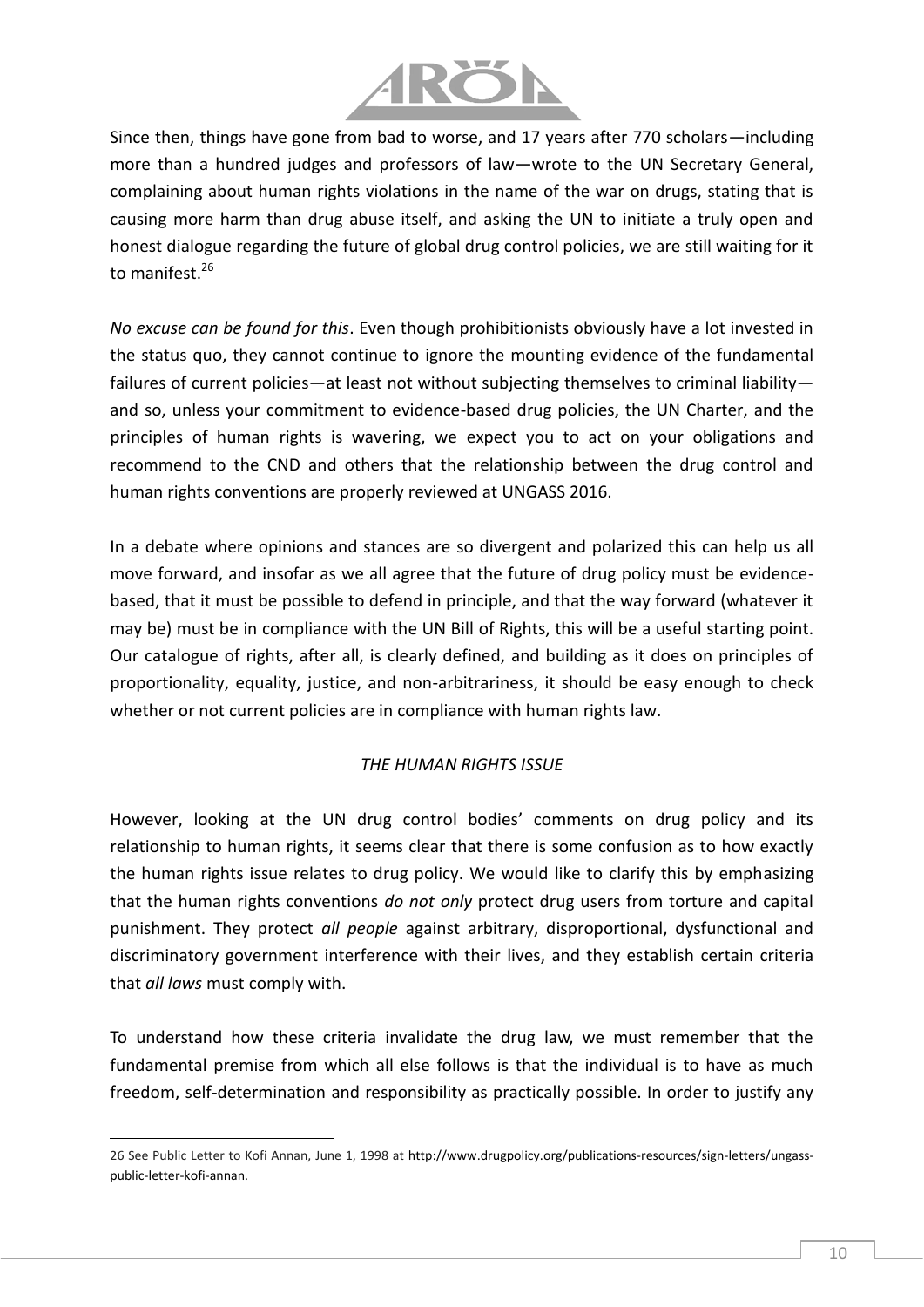Since then, things have gone from bad to worse, and 17 years after 770 scholars—including more than a hundred judges and professors of law—wrote to the UN Secretary General, complaining about human rights violations in the name of the war on drugs, stating that is causing more harm than drug abuse itself, and asking the UN to initiate a truly open and honest dialogue regarding the future of global drug control policies, we are still waiting for it to manifest.[26]

*No excuse can be found for this*. Even though prohibitionists obviously have a lot invested in the status quo, they cannot continue to ignore the mounting evidence of the fundamental failures of current policies—at least not without subjecting themselves to criminal liability—and so, unless your commitment to evidence-based drug policies, the UN Charter, and the principles of human rights is wavering, we expect you to act on your obligations and recommend to the CND and others that the relationship between the drug control and human rights conventions are properly reviewed at UNGASS 2016.

In a debate where opinions and stances are so divergent and polarized this can help us all move forward, and insofar as we all agree that the future of drug policy must be evidence-based, that it must be possible to defend in principle, and that the way forward (whatever it may be) must be in compliance with the UN Bill of Rights, this will be a useful starting point. Our catalogue of rights, after all, is clearly defined, and building as it does on principles of proportionality, equality, justice, and non-arbitrariness, it should be easy enough to check whether or not current policies are in compliance with human rights law.

## *THE HUMAN RIGHTS ISSUE*

However, looking at the UN drug control bodies' comments on drug policy and its relationship to human rights, it seems clear that there is some confusion as to how exactly the human rights issue relates to drug policy. We would like to clarify this by emphasizing that the human rights conventions *do not only* protect drug users from torture and capital punishment. They protect *all people* against arbitrary, disproportional, dysfunctional and discriminatory government interference with their lives, and they establish certain criteria that *all laws* must comply with.

To understand how these criteria invalidate the drug law, we must remember that the fundamental premise from which all else follows is that the individual is to have as much freedom, self-determination and responsibility as practically possible. In order to justify any

---

26 See Public Letter to Kofi Annan, June 1, 1998 at http://www.drugpolicy.org/publications-resources/sign-letters/ungass-public-letter-kofi-annan.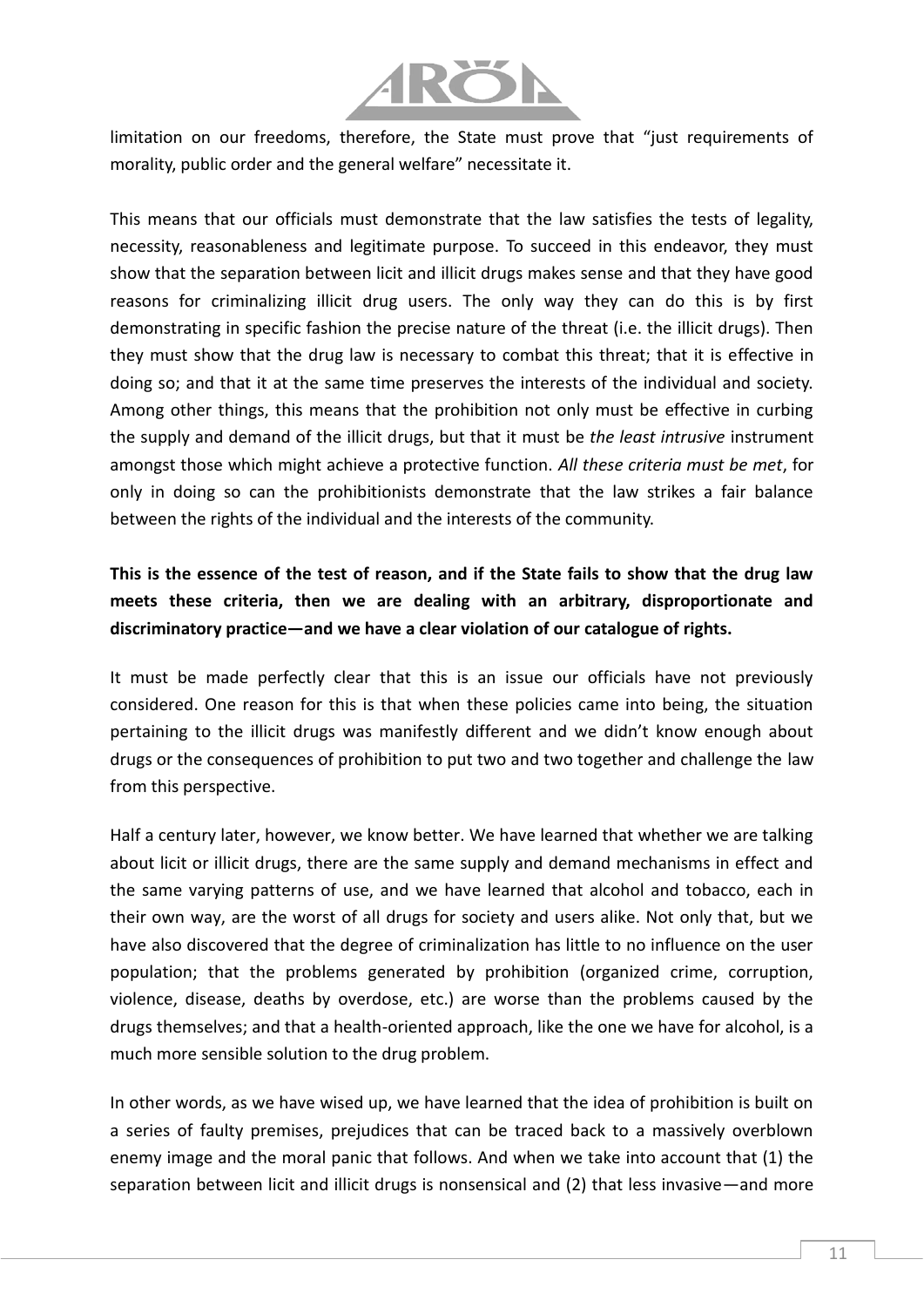limitation on our freedoms, therefore, the State must prove that "just requirements of morality, public order and the general welfare" necessitate it.

This means that our officials must demonstrate that the law satisfies the tests of legality, necessity, reasonableness and legitimate purpose. To succeed in this endeavor, they must show that the separation between licit and illicit drugs makes sense and that they have good reasons for criminalizing illicit drug users. The only way they can do this is by first demonstrating in specific fashion the precise nature of the threat (i.e. the illicit drugs). Then they must show that the drug law is necessary to combat this threat; that it is effective in doing so; and that it at the same time preserves the interests of the individual and society. Among other things, this means that the prohibition not only must be effective in curbing the supply and demand of the illicit drugs, but that it must be *the least intrusive* instrument amongst those which might achieve a protective function. *All these criteria must be met*, for only in doing so can the prohibitionists demonstrate that the law strikes a fair balance between the rights of the individual and the interests of the community.

**This is the essence of the test of reason, and if the State fails to show that the drug law meets these criteria, then we are dealing with an arbitrary, disproportionate and discriminatory practice—and we have a clear violation of our catalogue of rights.**

It must be made perfectly clear that this is an issue our officials have not previously considered. One reason for this is that when these policies came into being, the situation pertaining to the illicit drugs was manifestly different and we didn't know enough about drugs or the consequences of prohibition to put two and two together and challenge the law from this perspective.

Half a century later, however, we know better. We have learned that whether we are talking about licit or illicit drugs, there are the same supply and demand mechanisms in effect and the same varying patterns of use, and we have learned that alcohol and tobacco, each in their own way, are the worst of all drugs for society and users alike. Not only that, but we have also discovered that the degree of criminalization has little to no influence on the user population; that the problems generated by prohibition (organized crime, corruption, violence, disease, deaths by overdose, etc.) are worse than the problems caused by the drugs themselves; and that a health-oriented approach, like the one we have for alcohol, is a much more sensible solution to the drug problem.

In other words, as we have wised up, we have learned that the idea of prohibition is built on a series of faulty premises, prejudices that can be traced back to a massively overblown enemy image and the moral panic that follows. And when we take into account that (1) the separation between licit and illicit drugs is nonsensical and (2) that less invasive—and more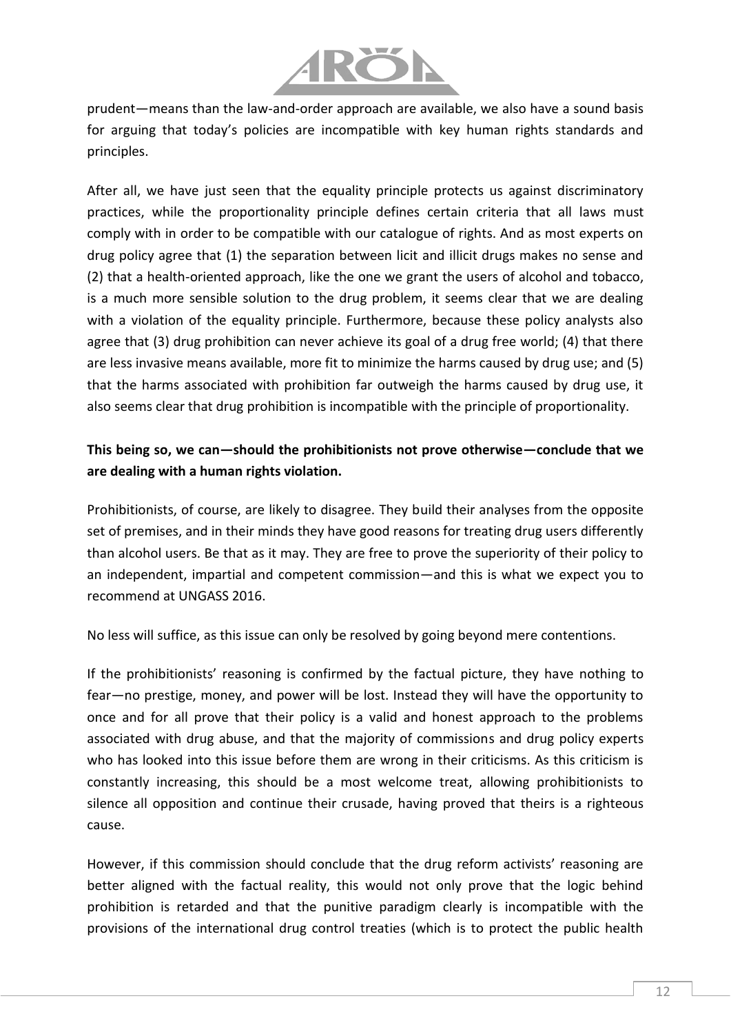prudent—means than the law-and-order approach are available, we also have a sound basis for arguing that today's policies are incompatible with key human rights standards and principles.

After all, we have just seen that the equality principle protects us against discriminatory practices, while the proportionality principle defines certain criteria that all laws must comply with in order to be compatible with our catalogue of rights. And as most experts on drug policy agree that (1) the separation between licit and illicit drugs makes no sense and (2) that a health-oriented approach, like the one we grant the users of alcohol and tobacco, is a much more sensible solution to the drug problem, it seems clear that we are dealing with a violation of the equality principle. Furthermore, because these policy analysts also agree that (3) drug prohibition can never achieve its goal of a drug free world; (4) that there are less invasive means available, more fit to minimize the harms caused by drug use; and (5) that the harms associated with prohibition far outweigh the harms caused by drug use, it also seems clear that drug prohibition is incompatible with the principle of proportionality.

**This being so, we can—should the prohibitionists not prove otherwise—conclude that we are dealing with a human rights violation.**

Prohibitionists, of course, are likely to disagree. They build their analyses from the opposite set of premises, and in their minds they have good reasons for treating drug users differently than alcohol users. Be that as it may. They are free to prove the superiority of their policy to an independent, impartial and competent commission—and this is what we expect you to recommend at UNGASS 2016.

No less will suffice, as this issue can only be resolved by going beyond mere contentions.

If the prohibitionists' reasoning is confirmed by the factual picture, they have nothing to fear—no prestige, money, and power will be lost. Instead they will have the opportunity to once and for all prove that their policy is a valid and honest approach to the problems associated with drug abuse, and that the majority of commissions and drug policy experts who has looked into this issue before them are wrong in their criticisms. As this criticism is constantly increasing, this should be a most welcome treat, allowing prohibitionists to silence all opposition and continue their crusade, having proved that theirs is a righteous cause.

However, if this commission should conclude that the drug reform activists' reasoning are better aligned with the factual reality, this would not only prove that the logic behind prohibition is retarded and that the punitive paradigm clearly is incompatible with the provisions of the international drug control treaties (which is to protect the public health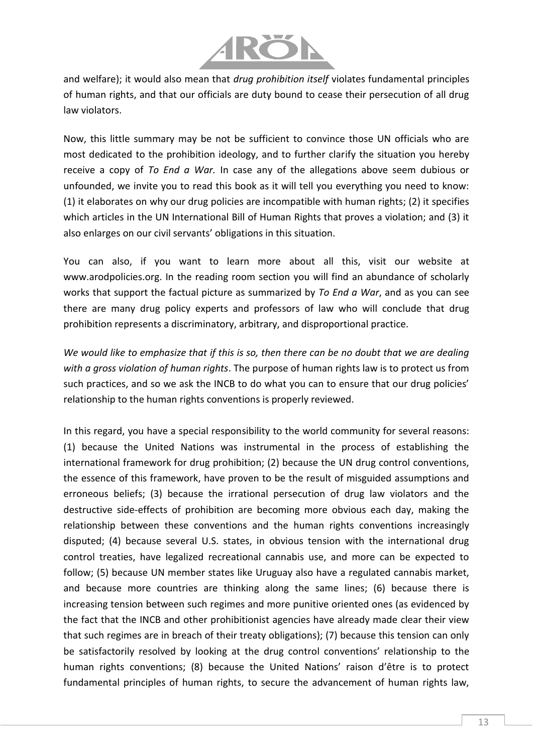and welfare); it would also mean that *drug prohibition itself* violates fundamental principles of human rights, and that our officials are duty bound to cease their persecution of all drug law violators.

Now, this little summary may be not be sufficient to convince those UN officials who are most dedicated to the prohibition ideology, and to further clarify the situation you hereby receive a copy of *To End a War.* In case any of the allegations above seem dubious or unfounded, we invite you to read this book as it will tell you everything you need to know: (1) it elaborates on why our drug policies are incompatible with human rights; (2) it specifies which articles in the UN International Bill of Human Rights that proves a violation; and (3) it also enlarges on our civil servants' obligations in this situation.

You can also, if you want to learn more about all this, visit our website at www.arodpolicies.org. In the reading room section you will find an abundance of scholarly works that support the factual picture as summarized by *To End a War*, and as you can see there are many drug policy experts and professors of law who will conclude that drug prohibition represents a discriminatory, arbitrary, and disproportional practice.

*We would like to emphasize that if this is so, then there can be no doubt that we are dealing with a gross violation of human rights*. The purpose of human rights law is to protect us from such practices, and so we ask the INCB to do what you can to ensure that our drug policies' relationship to the human rights conventions is properly reviewed.

In this regard, you have a special responsibility to the world community for several reasons: (1) because the United Nations was instrumental in the process of establishing the international framework for drug prohibition; (2) because the UN drug control conventions, the essence of this framework, have proven to be the result of misguided assumptions and erroneous beliefs; (3) because the irrational persecution of drug law violators and the destructive side-effects of prohibition are becoming more obvious each day, making the relationship between these conventions and the human rights conventions increasingly disputed; (4) because several U.S. states, in obvious tension with the international drug control treaties, have legalized recreational cannabis use, and more can be expected to follow; (5) because UN member states like Uruguay also have a regulated cannabis market, and because more countries are thinking along the same lines; (6) because there is increasing tension between such regimes and more punitive oriented ones (as evidenced by the fact that the INCB and other prohibitionist agencies have already made clear their view that such regimes are in breach of their treaty obligations); (7) because this tension can only be satisfactorily resolved by looking at the drug control conventions' relationship to the human rights conventions; (8) because the United Nations' raison d'être is to protect fundamental principles of human rights, to secure the advancement of human rights law,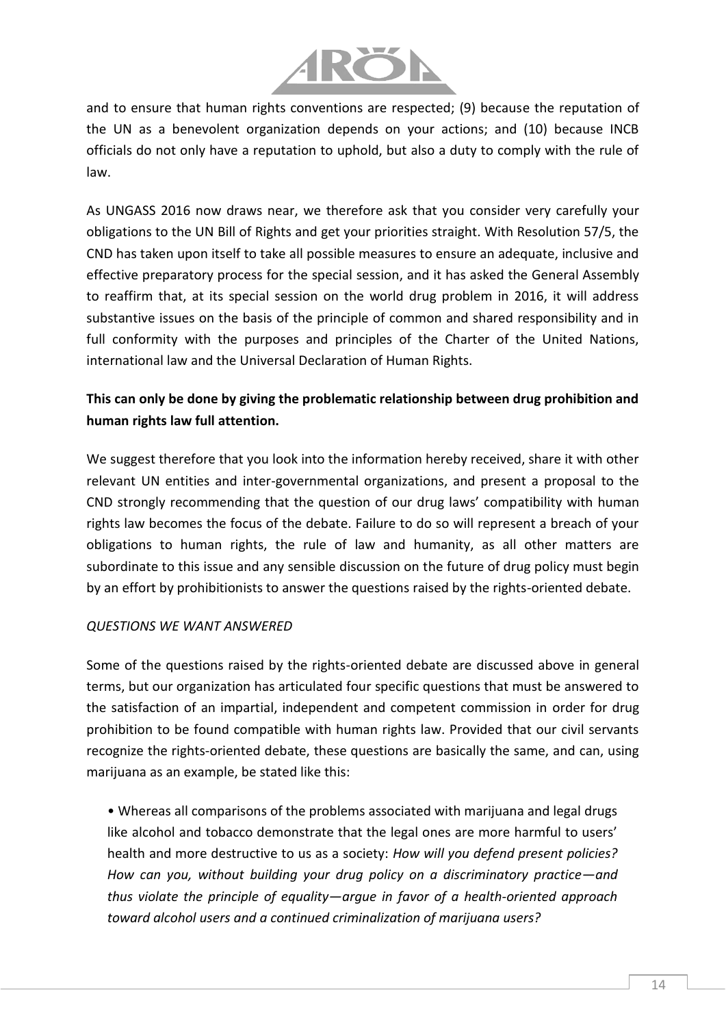and to ensure that human rights conventions are respected; (9) because the reputation of the UN as a benevolent organization depends on your actions; and (10) because INCB officials do not only have a reputation to uphold, but also a duty to comply with the rule of law.

As UNGASS 2016 now draws near, we therefore ask that you consider very carefully your obligations to the UN Bill of Rights and get your priorities straight. With Resolution 57/5, the CND has taken upon itself to take all possible measures to ensure an adequate, inclusive and effective preparatory process for the special session, and it has asked the General Assembly to reaffirm that, at its special session on the world drug problem in 2016, it will address substantive issues on the basis of the principle of common and shared responsibility and in full conformity with the purposes and principles of the Charter of the United Nations, international law and the Universal Declaration of Human Rights.

**This can only be done by giving the problematic relationship between drug prohibition and human rights law full attention.**

We suggest therefore that you look into the information hereby received, share it with other relevant UN entities and inter-governmental organizations, and present a proposal to the CND strongly recommending that the question of our drug laws' compatibility with human rights law becomes the focus of the debate. Failure to do so will represent a breach of your obligations to human rights, the rule of law and humanity, as all other matters are subordinate to this issue and any sensible discussion on the future of drug policy must begin by an effort by prohibitionists to answer the questions raised by the rights-oriented debate.

*QUESTIONS WE WANT ANSWERED*

Some of the questions raised by the rights-oriented debate are discussed above in general terms, but our organization has articulated four specific questions that must be answered to the satisfaction of an impartial, independent and competent commission in order for drug prohibition to be found compatible with human rights law. Provided that our civil servants recognize the rights-oriented debate, these questions are basically the same, and can, using marijuana as an example, be stated like this:

- Whereas all comparisons of the problems associated with marijuana and legal drugs like alcohol and tobacco demonstrate that the legal ones are more harmful to users' health and more destructive to us as a society: *How will you defend present policies? How can you, without building your drug policy on a discriminatory practice—and thus violate the principle of equality—argue in favor of a health-oriented approach toward alcohol users and a continued criminalization of marijuana users?*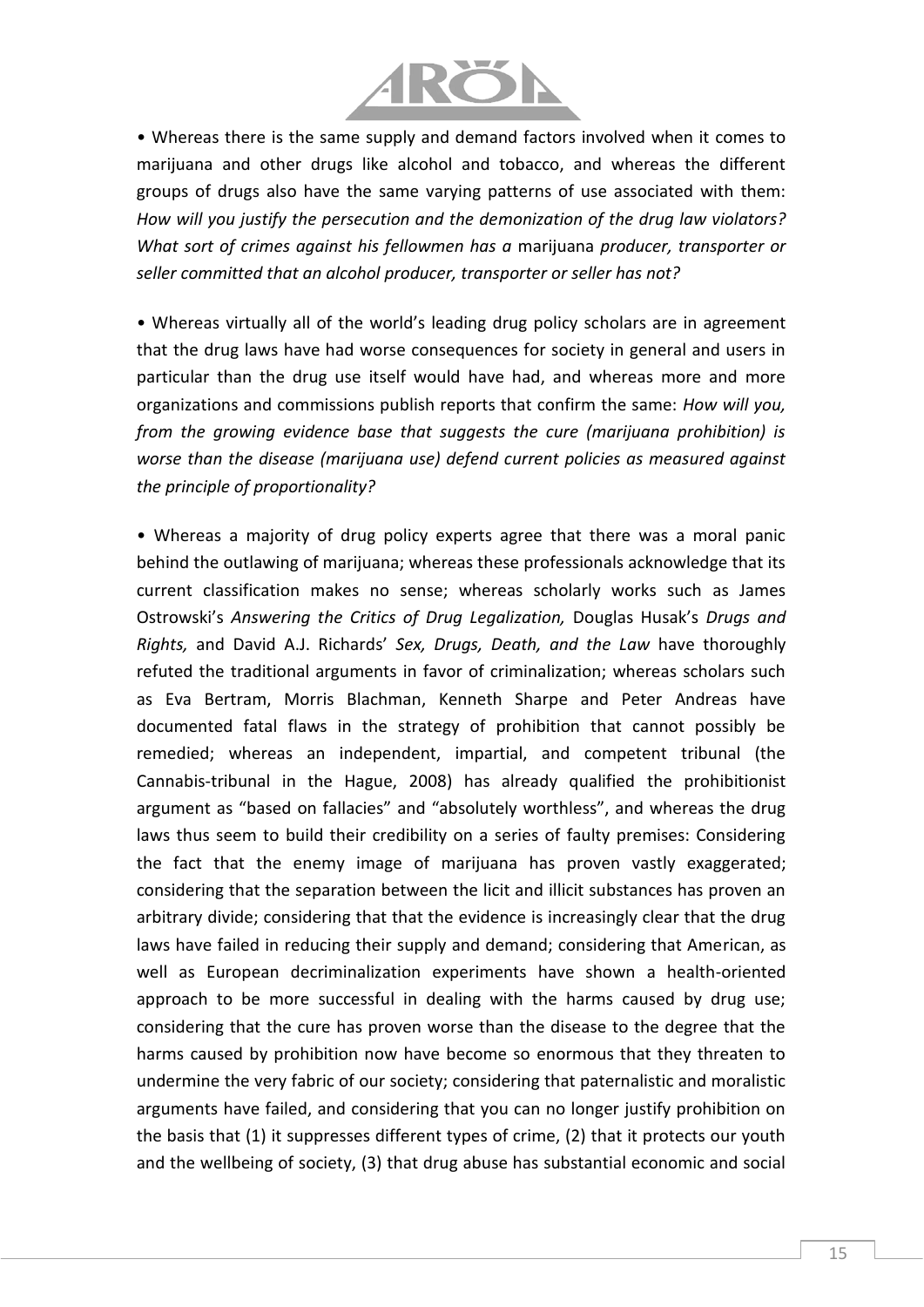• Whereas there is the same supply and demand factors involved when it comes to marijuana and other drugs like alcohol and tobacco, and whereas the different groups of drugs also have the same varying patterns of use associated with them: *How will you justify the persecution and the demonization of the drug law violators? What sort of crimes against his fellowmen has a* marijuana *producer, transporter or seller committed that an alcohol producer, transporter or seller has not?*

• Whereas virtually all of the world's leading drug policy scholars are in agreement that the drug laws have had worse consequences for society in general and users in particular than the drug use itself would have had, and whereas more and more organizations and commissions publish reports that confirm the same: *How will you, from the growing evidence base that suggests the cure (marijuana prohibition) is worse than the disease (marijuana use) defend current policies as measured against the principle of proportionality?*

• Whereas a majority of drug policy experts agree that there was a moral panic behind the outlawing of marijuana; whereas these professionals acknowledge that its current classification makes no sense; whereas scholarly works such as James Ostrowski's *Answering the Critics of Drug Legalization,* Douglas Husak's *Drugs and Rights,* and David A.J. Richards' *Sex, Drugs, Death, and the Law* have thoroughly refuted the traditional arguments in favor of criminalization; whereas scholars such as Eva Bertram, Morris Blachman, Kenneth Sharpe and Peter Andreas have documented fatal flaws in the strategy of prohibition that cannot possibly be remedied; whereas an independent, impartial, and competent tribunal (the Cannabis-tribunal in the Hague, 2008) has already qualified the prohibitionist argument as "based on fallacies" and "absolutely worthless", and whereas the drug laws thus seem to build their credibility on a series of faulty premises: Considering the fact that the enemy image of marijuana has proven vastly exaggerated; considering that the separation between the licit and illicit substances has proven an arbitrary divide; considering that that the evidence is increasingly clear that the drug laws have failed in reducing their supply and demand; considering that American, as well as European decriminalization experiments have shown a health-oriented approach to be more successful in dealing with the harms caused by drug use; considering that the cure has proven worse than the disease to the degree that the harms caused by prohibition now have become so enormous that they threaten to undermine the very fabric of our society; considering that paternalistic and moralistic arguments have failed, and considering that you can no longer justify prohibition on the basis that (1) it suppresses different types of crime, (2) that it protects our youth and the wellbeing of society, (3) that drug abuse has substantial economic and social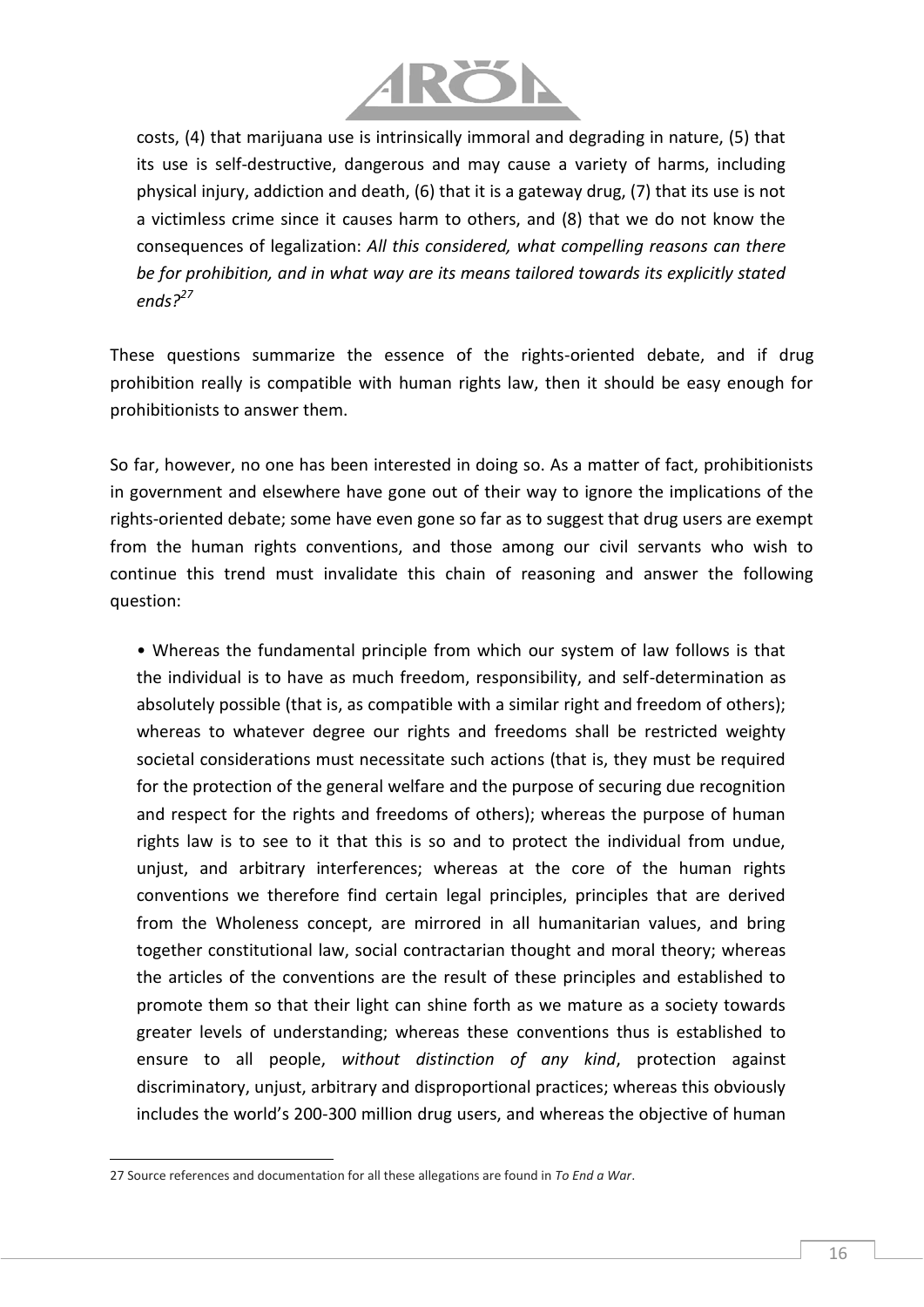costs, (4) that marijuana use is intrinsically immoral and degrading in nature, (5) that its use is self-destructive, dangerous and may cause a variety of harms, including physical injury, addiction and death, (6) that it is a gateway drug, (7) that its use is not a victimless crime since it causes harm to others, and (8) that we do not know the consequences of legalization: *All this considered, what compelling reasons can there be for prohibition, and in what way are its means tailored towards its explicitly stated ends?*[27]

These questions summarize the essence of the rights-oriented debate, and if drug prohibition really is compatible with human rights law, then it should be easy enough for prohibitionists to answer them.

So far, however, no one has been interested in doing so. As a matter of fact, prohibitionists in government and elsewhere have gone out of their way to ignore the implications of the rights-oriented debate; some have even gone so far as to suggest that drug users are exempt from the human rights conventions, and those among our civil servants who wish to continue this trend must invalidate this chain of reasoning and answer the following question:

- Whereas the fundamental principle from which our system of law follows is that the individual is to have as much freedom, responsibility, and self-determination as absolutely possible (that is, as compatible with a similar right and freedom of others); whereas to whatever degree our rights and freedoms shall be restricted weighty societal considerations must necessitate such actions (that is, they must be required for the protection of the general welfare and the purpose of securing due recognition and respect for the rights and freedoms of others); whereas the purpose of human rights law is to see to it that this is so and to protect the individual from undue, unjust, and arbitrary interferences; whereas at the core of the human rights conventions we therefore find certain legal principles, principles that are derived from the Wholeness concept, are mirrored in all humanitarian values, and bring together constitutional law, social contractarian thought and moral theory; whereas the articles of the conventions are the result of these principles and established to promote them so that their light can shine forth as we mature as a society towards greater levels of understanding; whereas these conventions thus is established to ensure to all people, *without distinction of any kind*, protection against discriminatory, unjust, arbitrary and disproportional practices; whereas this obviously includes the world's 200-300 million drug users, and whereas the objective of human

27 Source references and documentation for all these allegations are found in *To End a War*.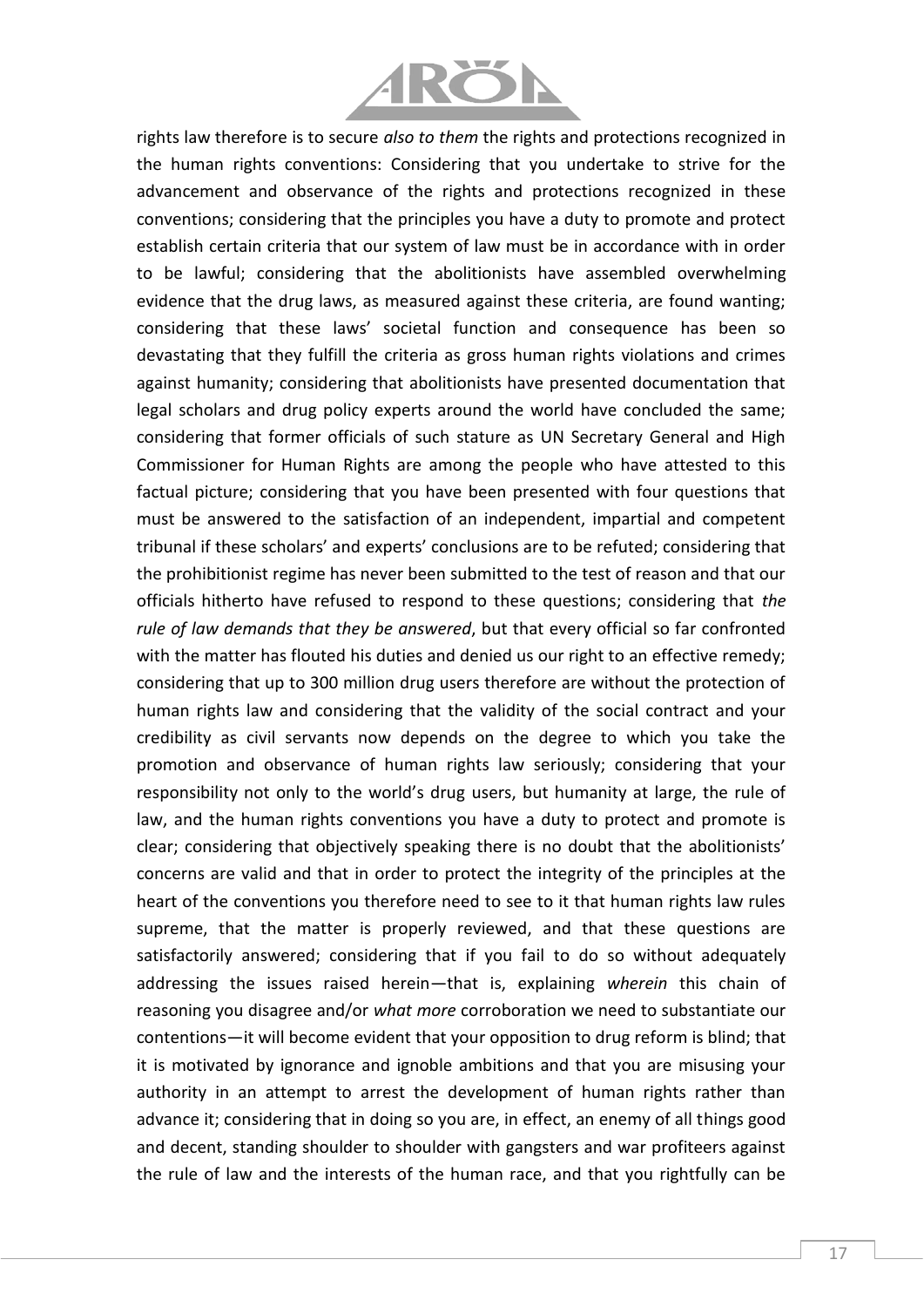rights law therefore is to secure *also to them* the rights and protections recognized in the human rights conventions: Considering that you undertake to strive for the advancement and observance of the rights and protections recognized in these conventions; considering that the principles you have a duty to promote and protect establish certain criteria that our system of law must be in accordance with in order to be lawful; considering that the abolitionists have assembled overwhelming evidence that the drug laws, as measured against these criteria, are found wanting; considering that these laws' societal function and consequence has been so devastating that they fulfill the criteria as gross human rights violations and crimes against humanity; considering that abolitionists have presented documentation that legal scholars and drug policy experts around the world have concluded the same; considering that former officials of such stature as UN Secretary General and High Commissioner for Human Rights are among the people who have attested to this factual picture; considering that you have been presented with four questions that must be answered to the satisfaction of an independent, impartial and competent tribunal if these scholars' and experts' conclusions are to be refuted; considering that the prohibitionist regime has never been submitted to the test of reason and that our officials hitherto have refused to respond to these questions; considering that *the rule of law demands that they be answered*, but that every official so far confronted with the matter has flouted his duties and denied us our right to an effective remedy; considering that up to 300 million drug users therefore are without the protection of human rights law and considering that the validity of the social contract and your credibility as civil servants now depends on the degree to which you take the promotion and observance of human rights law seriously; considering that your responsibility not only to the world's drug users, but humanity at large, the rule of law, and the human rights conventions you have a duty to protect and promote is clear; considering that objectively speaking there is no doubt that the abolitionists' concerns are valid and that in order to protect the integrity of the principles at the heart of the conventions you therefore need to see to it that human rights law rules supreme, that the matter is properly reviewed, and that these questions are satisfactorily answered; considering that if you fail to do so without adequately addressing the issues raised herein—that is, explaining *wherein* this chain of reasoning you disagree and/or *what more* corroboration we need to substantiate our contentions—it will become evident that your opposition to drug reform is blind; that it is motivated by ignorance and ignoble ambitions and that you are misusing your authority in an attempt to arrest the development of human rights rather than advance it; considering that in doing so you are, in effect, an enemy of all things good and decent, standing shoulder to shoulder with gangsters and war profiteers against the rule of law and the interests of the human race, and that you rightfully can be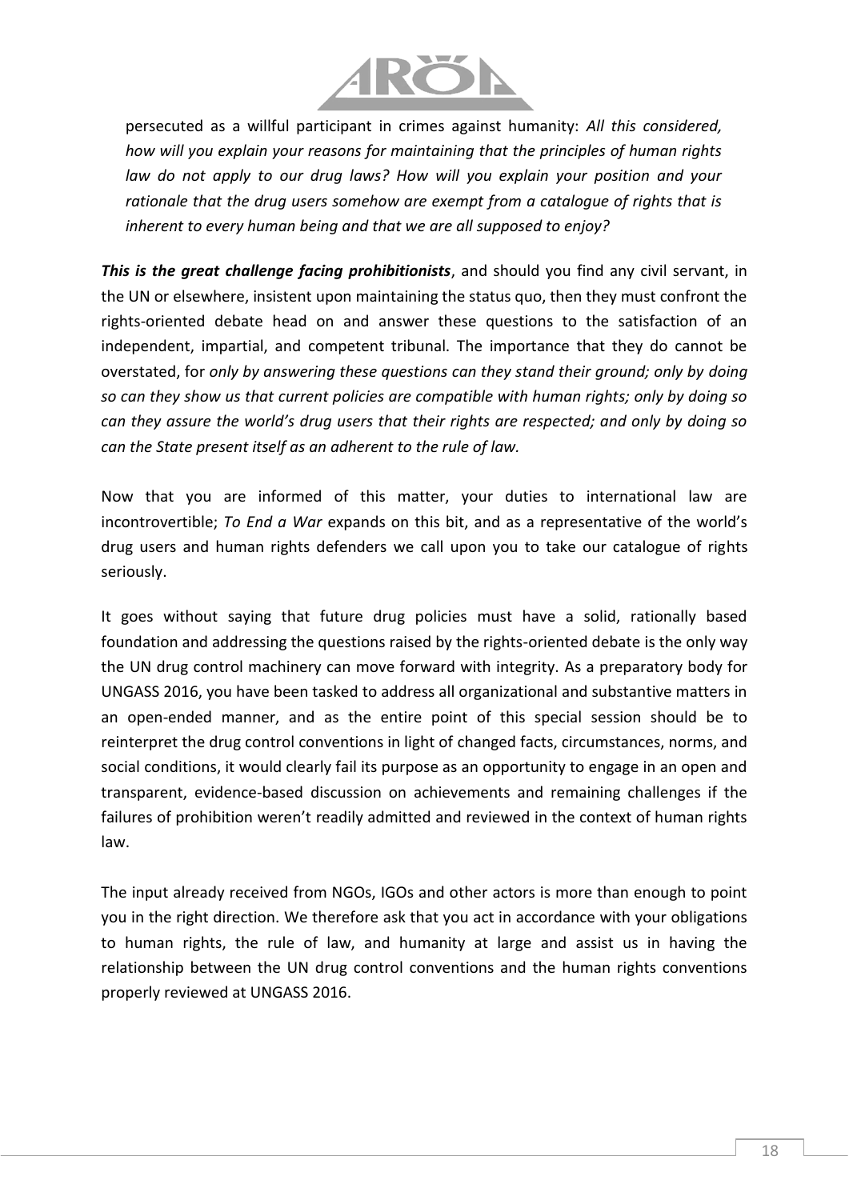persecuted as a willful participant in crimes against humanity: *All this considered, how will you explain your reasons for maintaining that the principles of human rights law do not apply to our drug laws? How will you explain your position and your rationale that the drug users somehow are exempt from a catalogue of rights that is inherent to every human being and that we are all supposed to enjoy?*

***This is the great challenge facing prohibitionists***, and should you find any civil servant, in the UN or elsewhere, insistent upon maintaining the status quo, then they must confront the rights-oriented debate head on and answer these questions to the satisfaction of an independent, impartial, and competent tribunal. The importance that they do cannot be overstated, for *only by answering these questions can they stand their ground; only by doing so can they show us that current policies are compatible with human rights; only by doing so can they assure the world's drug users that their rights are respected; and only by doing so can the State present itself as an adherent to the rule of law.*

Now that you are informed of this matter, your duties to international law are incontrovertible; *To End a War* expands on this bit, and as a representative of the world's drug users and human rights defenders we call upon you to take our catalogue of rights seriously.

It goes without saying that future drug policies must have a solid, rationally based foundation and addressing the questions raised by the rights-oriented debate is the only way the UN drug control machinery can move forward with integrity. As a preparatory body for UNGASS 2016, you have been tasked to address all organizational and substantive matters in an open-ended manner, and as the entire point of this special session should be to reinterpret the drug control conventions in light of changed facts, circumstances, norms, and social conditions, it would clearly fail its purpose as an opportunity to engage in an open and transparent, evidence-based discussion on achievements and remaining challenges if the failures of prohibition weren't readily admitted and reviewed in the context of human rights law.

The input already received from NGOs, IGOs and other actors is more than enough to point you in the right direction. We therefore ask that you act in accordance with your obligations to human rights, the rule of law, and humanity at large and assist us in having the relationship between the UN drug control conventions and the human rights conventions properly reviewed at UNGASS 2016.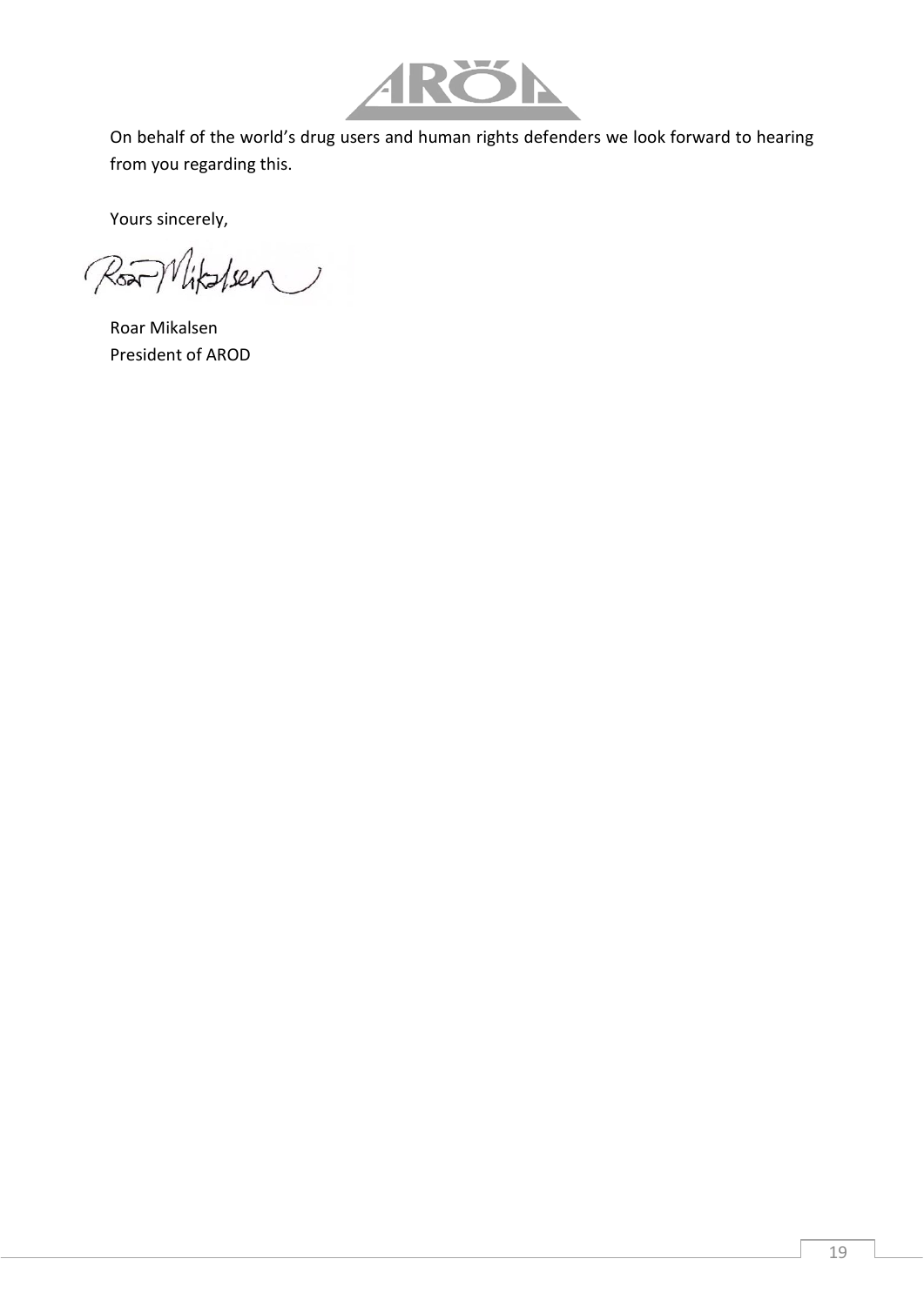On behalf of the world's drug users and human rights defenders we look forward to hearing from you regarding this.

Yours sincerely,

Roar Mikalsen
President of AROD